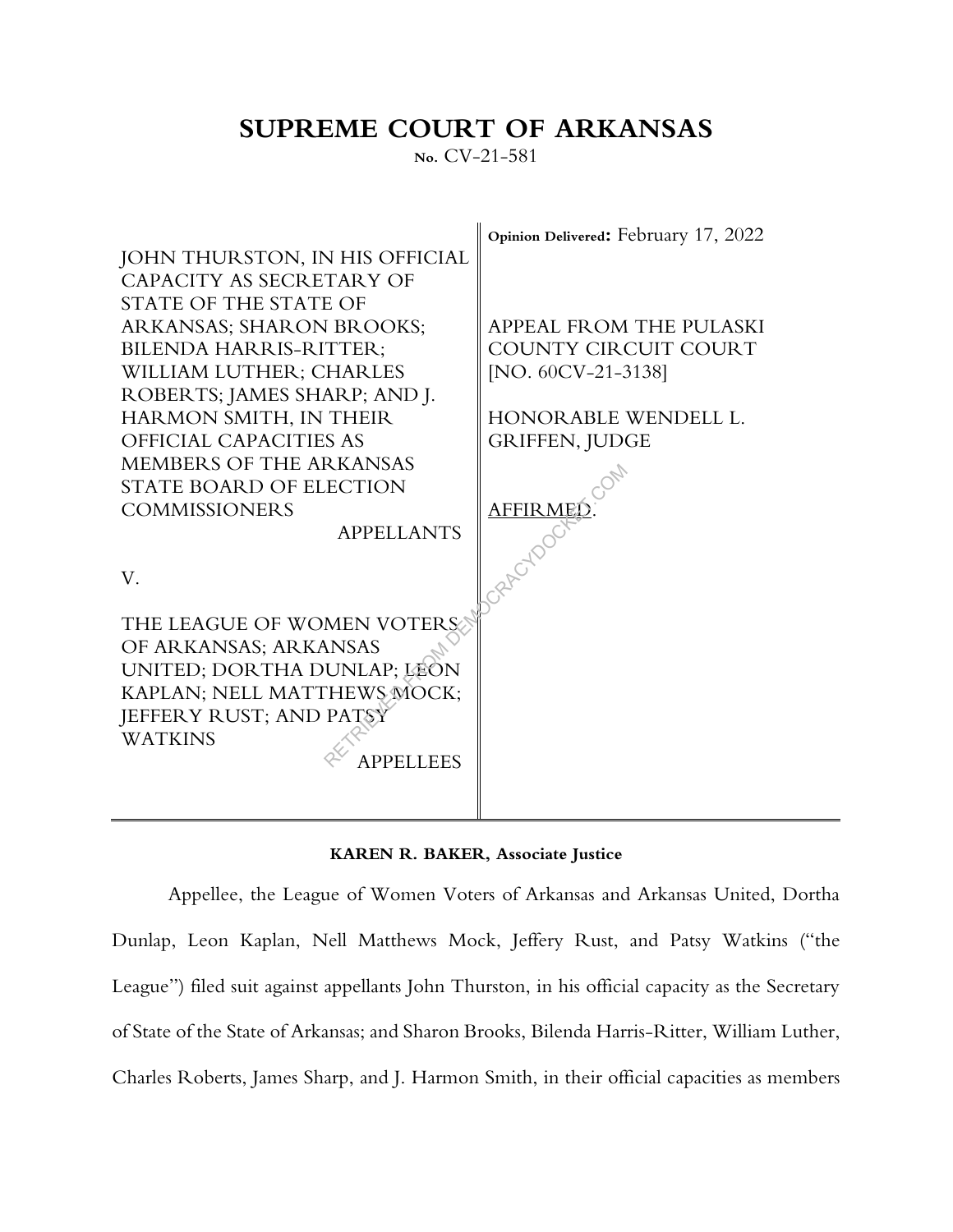# SUPREME COURT OF ARKANSAS

No. CV-21-581

| | |
|---|---|
| JOHN THURSTON, IN HIS OFFICIAL CAPACITY AS SECRETARY OF STATE OF THE STATE OF ARKANSAS; SHARON BROOKS; BILENDA HARRIS-RITTER; WILLIAM LUTHER; CHARLES ROBERTS; JAMES SHARP; AND J. HARMON SMITH, IN THEIR OFFICIAL CAPACITIES AS MEMBERS OF THE ARKANSAS STATE BOARD OF ELECTION COMMISSIONERS<br>APPELLANTS<br><br>V.<br><br>THE LEAGUE OF WOMEN VOTERS OF ARKANSAS; ARKANSAS UNITED; DORTHA DUNLAP; LEON KAPLAN; NELL MATTHEWS MOCK; JEFFERY RUST; AND PATSY WATKINS<br>APPELLEES | **Opinion Delivered:** February 17, 2022<br><br>APPEAL FROM THE PULASKI COUNTY CIRCUIT COURT [NO. 60CV-21-3138]<br><br>HONORABLE WENDELL L. GRIFFEN, JUDGE<br><br>AFFIRMED. |

**KAREN R. BAKER, Associate Justice**

Appellee, the League of Women Voters of Arkansas and Arkansas United, Dortha Dunlap, Leon Kaplan, Nell Matthews Mock, Jeffery Rust, and Patsy Watkins ("the League") filed suit against appellants John Thurston, in his official capacity as the Secretary of State of the State of Arkansas; and Sharon Brooks, Bilenda Harris-Ritter, William Luther, Charles Roberts, James Sharp, and J. Harmon Smith, in their official capacities as members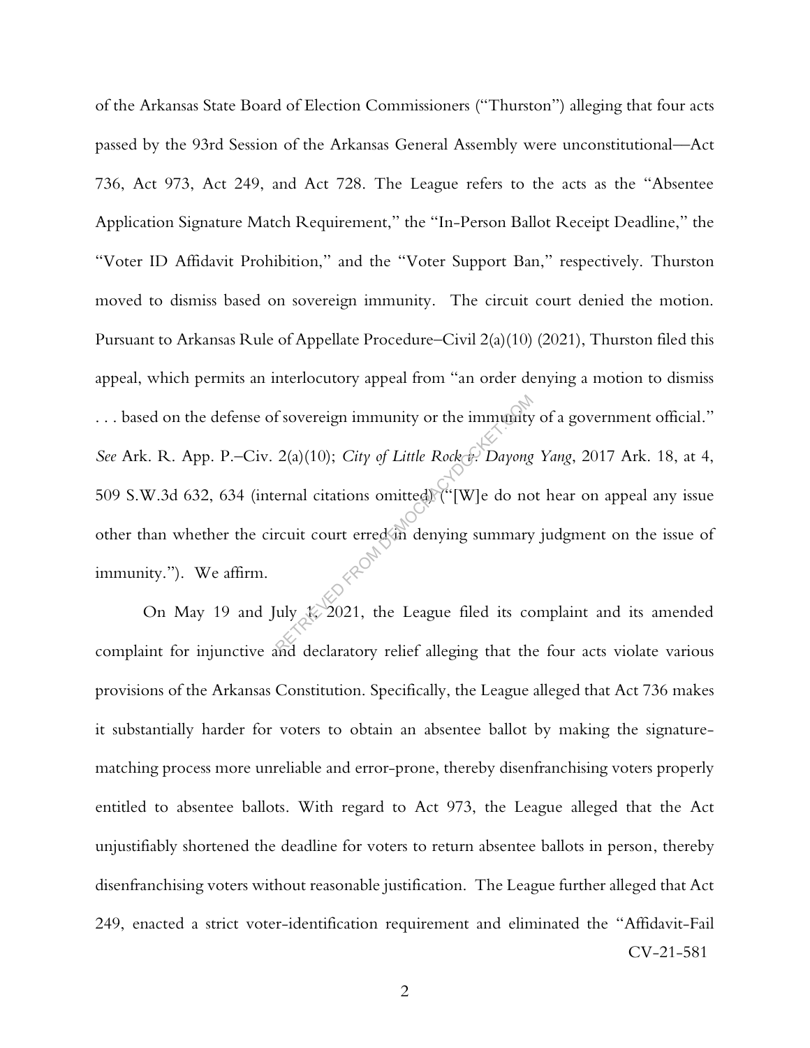of the Arkansas State Board of Election Commissioners ("Thurston") alleging that four acts passed by the 93rd Session of the Arkansas General Assembly were unconstitutional—Act 736, Act 973, Act 249, and Act 728. The League refers to the acts as the "Absentee Application Signature Match Requirement," the "In-Person Ballot Receipt Deadline," the "Voter ID Affidavit Prohibition," and the "Voter Support Ban," respectively. Thurston moved to dismiss based on sovereign immunity. The circuit court denied the motion. Pursuant to Arkansas Rule of Appellate Procedure–Civil 2(a)(10) (2021), Thurston filed this appeal, which permits an interlocutory appeal from "an order denying a motion to dismiss . . . based on the defense of sovereign immunity or the immunity of a government official." *See* Ark. R. App. P.–Civ. 2(a)(10); *City of Little Rock v. Dayong Yang*, 2017 Ark. 18, at 4, 509 S.W.3d 632, 634 (internal citations omitted) ("[W]e do not hear on appeal any issue other than whether the circuit court erred in denying summary judgment on the issue of immunity."). We affirm.

On May 19 and July 1, 2021, the League filed its complaint and its amended complaint for injunctive and declaratory relief alleging that the four acts violate various provisions of the Arkansas Constitution. Specifically, the League alleged that Act 736 makes it substantially harder for voters to obtain an absentee ballot by making the signature-matching process more unreliable and error-prone, thereby disenfranchising voters properly entitled to absentee ballots. With regard to Act 973, the League alleged that the Act unjustifiably shortened the deadline for voters to return absentee ballots in person, thereby disenfranchising voters without reasonable justification. The League further alleged that Act 249, enacted a strict voter-identification requirement and eliminated the "Affidavit-Fail

CV-21-581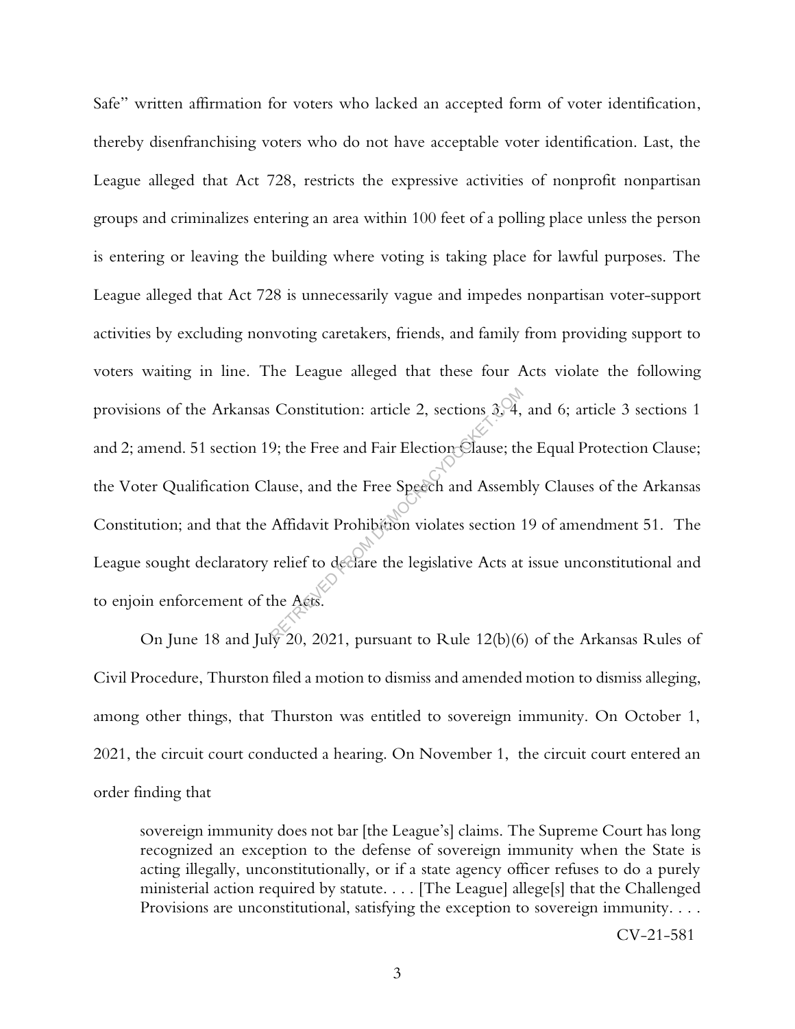Safe" written affirmation for voters who lacked an accepted form of voter identification, thereby disenfranchising voters who do not have acceptable voter identification. Last, the League alleged that Act 728, restricts the expressive activities of nonprofit nonpartisan groups and criminalizes entering an area within 100 feet of a polling place unless the person is entering or leaving the building where voting is taking place for lawful purposes. The League alleged that Act 728 is unnecessarily vague and impedes nonpartisan voter-support activities by excluding nonvoting caretakers, friends, and family from providing support to voters waiting in line. The League alleged that these four Acts violate the following provisions of the Arkansas Constitution: article 2, sections 3, 4, and 6; article 3 sections 1 and 2; amend. 51 section 19; the Free and Fair Election Clause; the Equal Protection Clause; the Voter Qualification Clause, and the Free Speech and Assembly Clauses of the Arkansas Constitution; and that the Affidavit Prohibition violates section 19 of amendment 51. The League sought declaratory relief to declare the legislative Acts at issue unconstitutional and to enjoin enforcement of the Acts.

On June 18 and July 20, 2021, pursuant to Rule 12(b)(6) of the Arkansas Rules of Civil Procedure, Thurston filed a motion to dismiss and amended motion to dismiss alleging, among other things, that Thurston was entitled to sovereign immunity. On October 1, 2021, the circuit court conducted a hearing. On November 1, the circuit court entered an order finding that

> sovereign immunity does not bar [the League's] claims. The Supreme Court has long recognized an exception to the defense of sovereign immunity when the State is acting illegally, unconstitutionally, or if a state agency officer refuses to do a purely ministerial action required by statute. . . . [The League] allege[s] that the Challenged Provisions are unconstitutional, satisfying the exception to sovereign immunity. . . .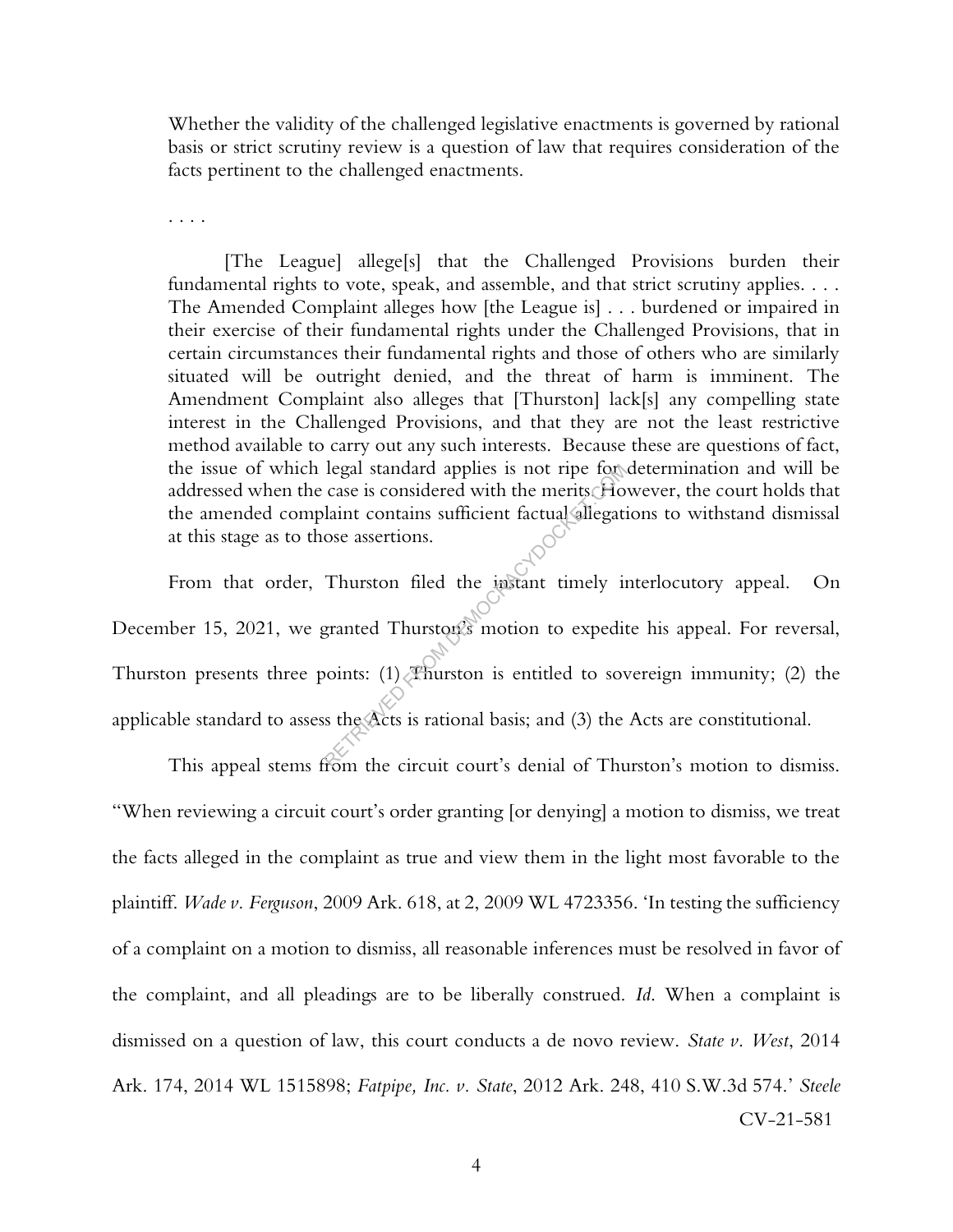> Whether the validity of the challenged legislative enactments is governed by rational basis or strict scrutiny review is a question of law that requires consideration of the facts pertinent to the challenged enactments.
>
> . . . .
>
> [The League] allege[s] that the Challenged Provisions burden their fundamental rights to vote, speak, and assemble, and that strict scrutiny applies. . . . The Amended Complaint alleges how [the League is] . . . burdened or impaired in their exercise of their fundamental rights under the Challenged Provisions, that in certain circumstances their fundamental rights and those of others who are similarly situated will be outright denied, and the threat of harm is imminent. The Amendment Complaint also alleges that [Thurston] lack[s] any compelling state interest in the Challenged Provisions, and that they are not the least restrictive method available to carry out any such interests. Because these are questions of fact, the issue of which legal standard applies is not ripe for determination and will be addressed when the case is considered with the merits. However, the court holds that the amended complaint contains sufficient factual allegations to withstand dismissal at this stage as to those assertions.

From that order, Thurston filed the instant timely interlocutory appeal. On December 15, 2021, we granted Thurston's motion to expedite his appeal. For reversal, Thurston presents three points: (1) Thurston is entitled to sovereign immunity; (2) the applicable standard to assess the Acts is rational basis; and (3) the Acts are constitutional.

This appeal stems from the circuit court's denial of Thurston's motion to dismiss. "When reviewing a circuit court's order granting [or denying] a motion to dismiss, we treat the facts alleged in the complaint as true and view them in the light most favorable to the plaintiff. *Wade v. Ferguson*, 2009 Ark. 618, at 2, 2009 WL 4723356. 'In testing the sufficiency of a complaint on a motion to dismiss, all reasonable inferences must be resolved in favor of the complaint, and all pleadings are to be liberally construed. *Id.* When a complaint is dismissed on a question of law, this court conducts a de novo review. *State v. West*, 2014 Ark. 174, 2014 WL 1515898; *Fatpipe, Inc. v. State*, 2012 Ark. 248, 410 S.W.3d 574.' *Steele*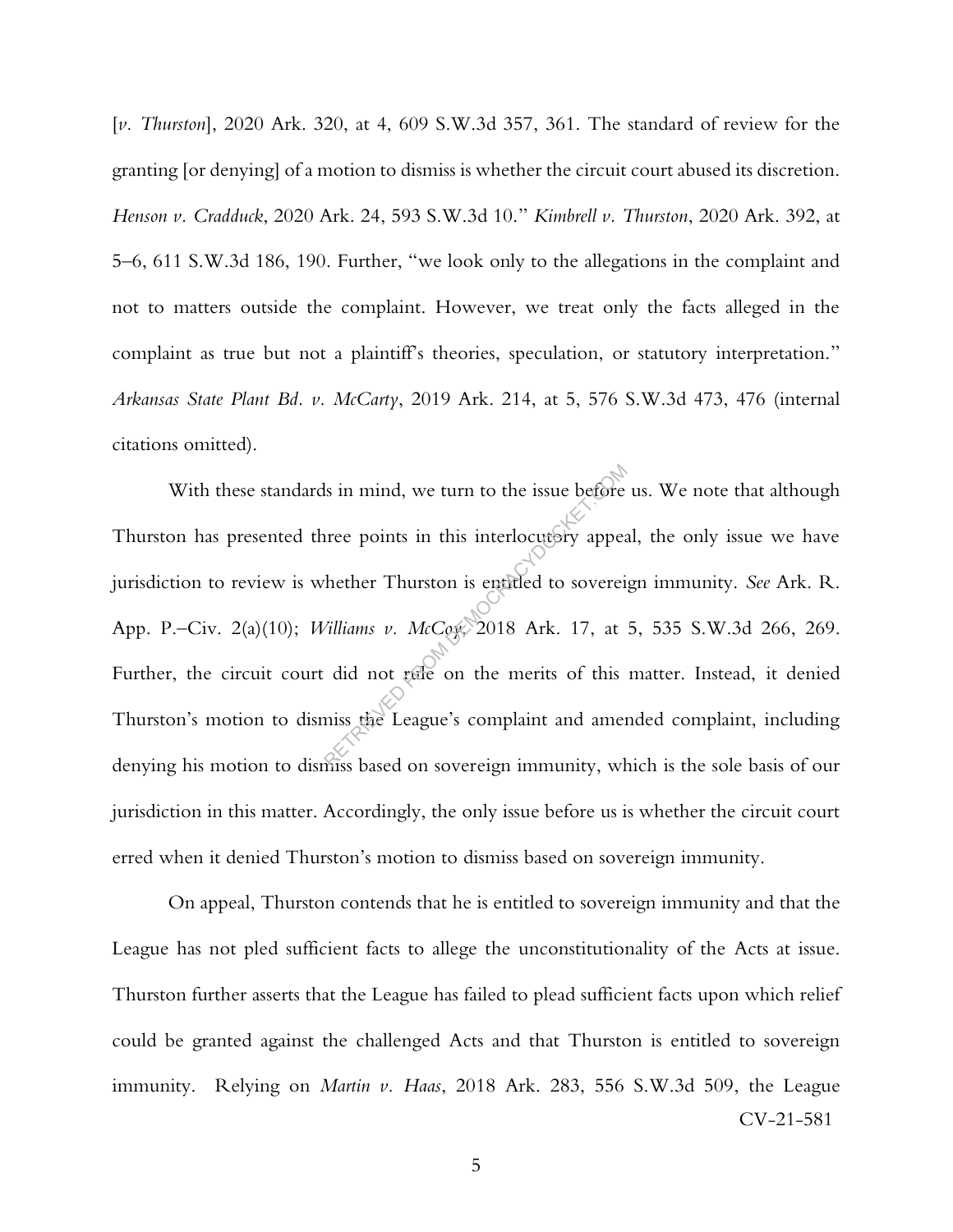[*v. Thurston*], 2020 Ark. 320, at 4, 609 S.W.3d 357, 361. The standard of review for the granting [or denying] of a motion to dismiss is whether the circuit court abused its discretion. *Henson v. Cradduck*, 2020 Ark. 24, 593 S.W.3d 10." *Kimbrell v. Thurston*, 2020 Ark. 392, at 5–6, 611 S.W.3d 186, 190. Further, "we look only to the allegations in the complaint and not to matters outside the complaint. However, we treat only the facts alleged in the complaint as true but not a plaintiff's theories, speculation, or statutory interpretation." *Arkansas State Plant Bd. v. McCarty*, 2019 Ark. 214, at 5, 576 S.W.3d 473, 476 (internal citations omitted).

With these standards in mind, we turn to the issue before us. We note that although Thurston has presented three points in this interlocutory appeal, the only issue we have jurisdiction to review is whether Thurston is entitled to sovereign immunity. *See* Ark. R. App. P.–Civ. 2(a)(10); *Williams v. McCoy*, 2018 Ark. 17, at 5, 535 S.W.3d 266, 269. Further, the circuit court did not rule on the merits of this matter. Instead, it denied Thurston's motion to dismiss the League's complaint and amended complaint, including denying his motion to dismiss based on sovereign immunity, which is the sole basis of our jurisdiction in this matter. Accordingly, the only issue before us is whether the circuit court erred when it denied Thurston's motion to dismiss based on sovereign immunity.

On appeal, Thurston contends that he is entitled to sovereign immunity and that the League has not pled sufficient facts to allege the unconstitutionality of the Acts at issue. Thurston further asserts that the League has failed to plead sufficient facts upon which relief could be granted against the challenged Acts and that Thurston is entitled to sovereign immunity. Relying on *Martin v. Haas*, 2018 Ark. 283, 556 S.W.3d 509, the League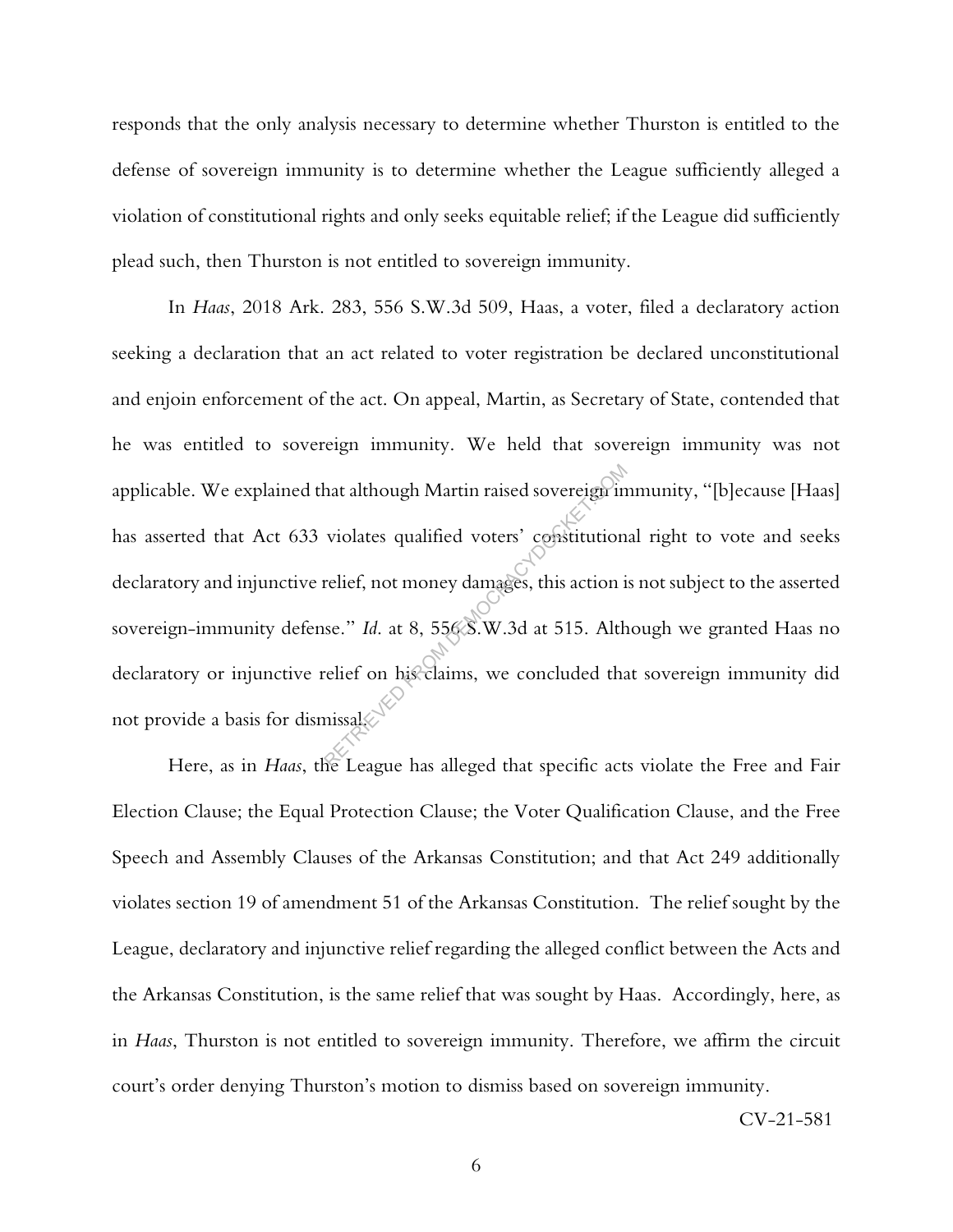responds that the only analysis necessary to determine whether Thurston is entitled to the defense of sovereign immunity is to determine whether the League sufficiently alleged a violation of constitutional rights and only seeks equitable relief; if the League did sufficiently plead such, then Thurston is not entitled to sovereign immunity.

In *Haas*, 2018 Ark. 283, 556 S.W.3d 509, Haas, a voter, filed a declaratory action seeking a declaration that an act related to voter registration be declared unconstitutional and enjoin enforcement of the act. On appeal, Martin, as Secretary of State, contended that he was entitled to sovereign immunity. We held that sovereign immunity was not applicable. We explained that although Martin raised sovereign immunity, "[b]ecause [Haas] has asserted that Act 633 violates qualified voters' constitutional right to vote and seeks declaratory and injunctive relief, not money damages, this action is not subject to the asserted sovereign-immunity defense." *Id.* at 8, 556 S.W.3d at 515. Although we granted Haas no declaratory or injunctive relief on his claims, we concluded that sovereign immunity did not provide a basis for dismissal.

Here, as in *Haas*, the League has alleged that specific acts violate the Free and Fair Election Clause; the Equal Protection Clause; the Voter Qualification Clause, and the Free Speech and Assembly Clauses of the Arkansas Constitution; and that Act 249 additionally violates section 19 of amendment 51 of the Arkansas Constitution. The relief sought by the League, declaratory and injunctive relief regarding the alleged conflict between the Acts and the Arkansas Constitution, is the same relief that was sought by Haas. Accordingly, here, as in *Haas*, Thurston is not entitled to sovereign immunity. Therefore, we affirm the circuit court's order denying Thurston's motion to dismiss based on sovereign immunity.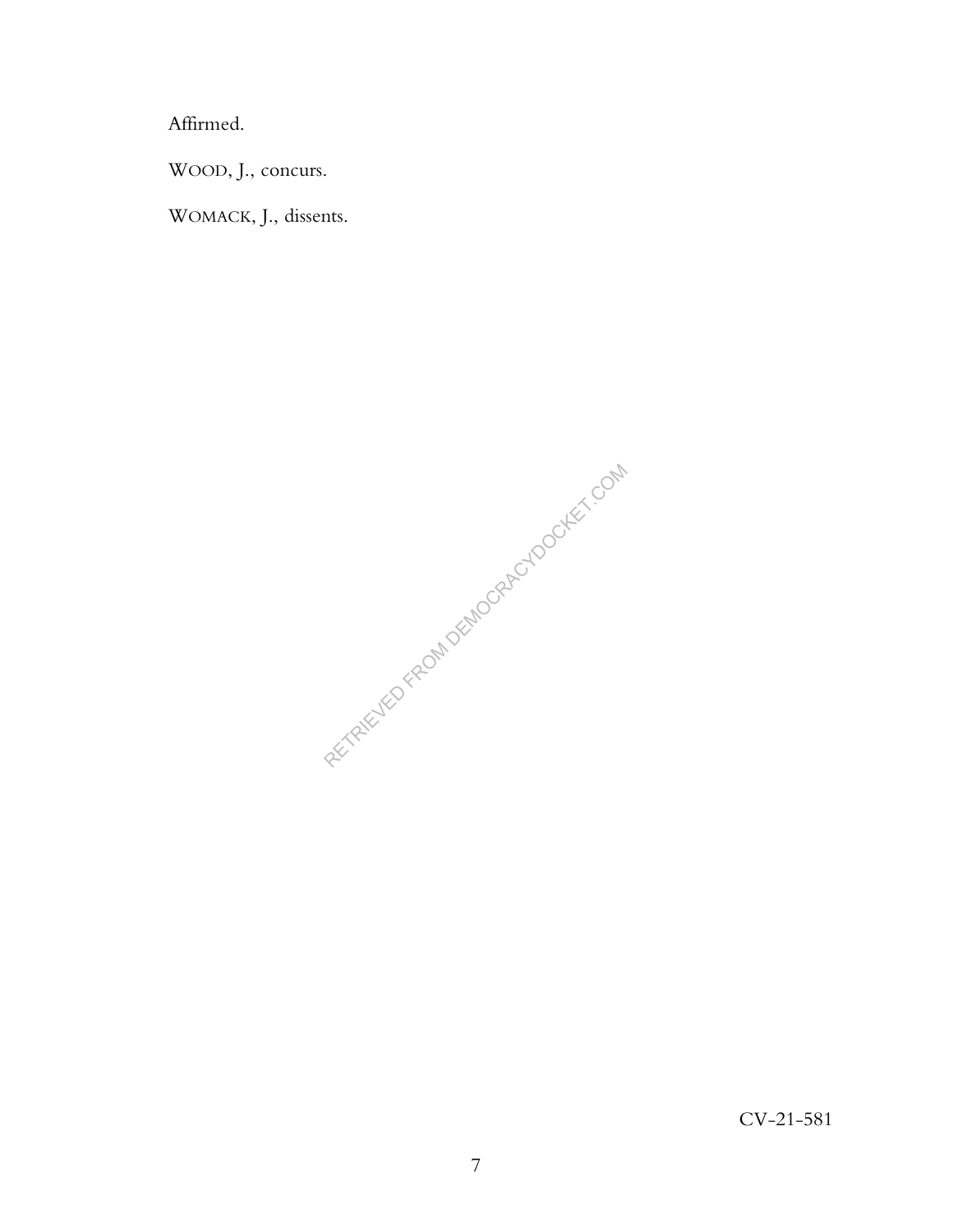Affirmed.

WOOD, J., concurs.

WOMACK, J., dissents.

CV-21-581